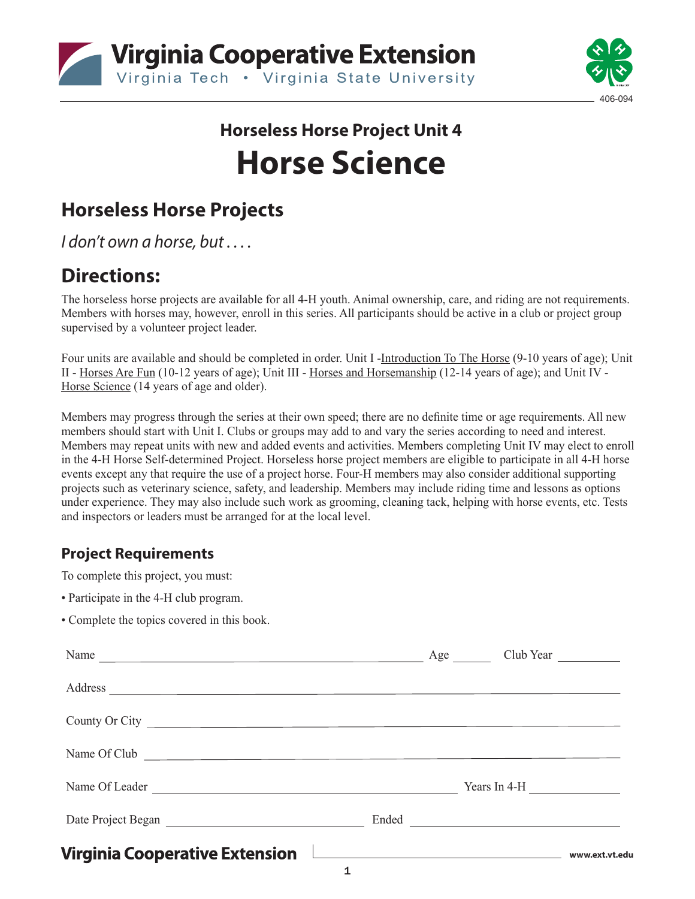Virginia Cooperative Extension
Virginia Tech • Virginia State University

406-094

## Horseless Horse Project Unit 4

# Horse Science

## Horseless Horse Projects

*I don't own a horse, but . . . .*

## Directions:

The horseless horse projects are available for all 4-H youth. Animal ownership, care, and riding are not requirements. Members with horses may, however, enroll in this series. All participants should be active in a club or project group supervised by a volunteer project leader.

Four units are available and should be completed in order. Unit I -Introduction To The Horse (9-10 years of age); Unit II - Horses Are Fun (10-12 years of age); Unit III - Horses and Horsemanship (12-14 years of age); and Unit IV - Horse Science (14 years of age and older).

Members may progress through the series at their own speed; there are no definite time or age requirements. All new members should start with Unit I. Clubs or groups may add to and vary the series according to need and interest. Members may repeat units with new and added events and activities. Members completing Unit IV may elect to enroll in the 4-H Horse Self-determined Project. Horseless horse project members are eligible to participate in all 4-H horse events except any that require the use of a project horse. Four-H members may also consider additional supporting projects such as veterinary science, safety, and leadership. Members may include riding time and lessons as options under experience. They may also include such work as grooming, cleaning tack, helping with horse events, etc. Tests and inspectors or leaders must be arranged for at the local level.

### Project Requirements

To complete this project, you must:

- Participate in the 4-H club program.
- Complete the topics covered in this book.

Name ______________________________ Age ______ Club Year __________

Address ______________________________

County Or City ______________________________

Name Of Club ______________________________

Name Of Leader ______________________________ Years In 4-H ______________

Date Project Began ______________________________ Ended ______________________________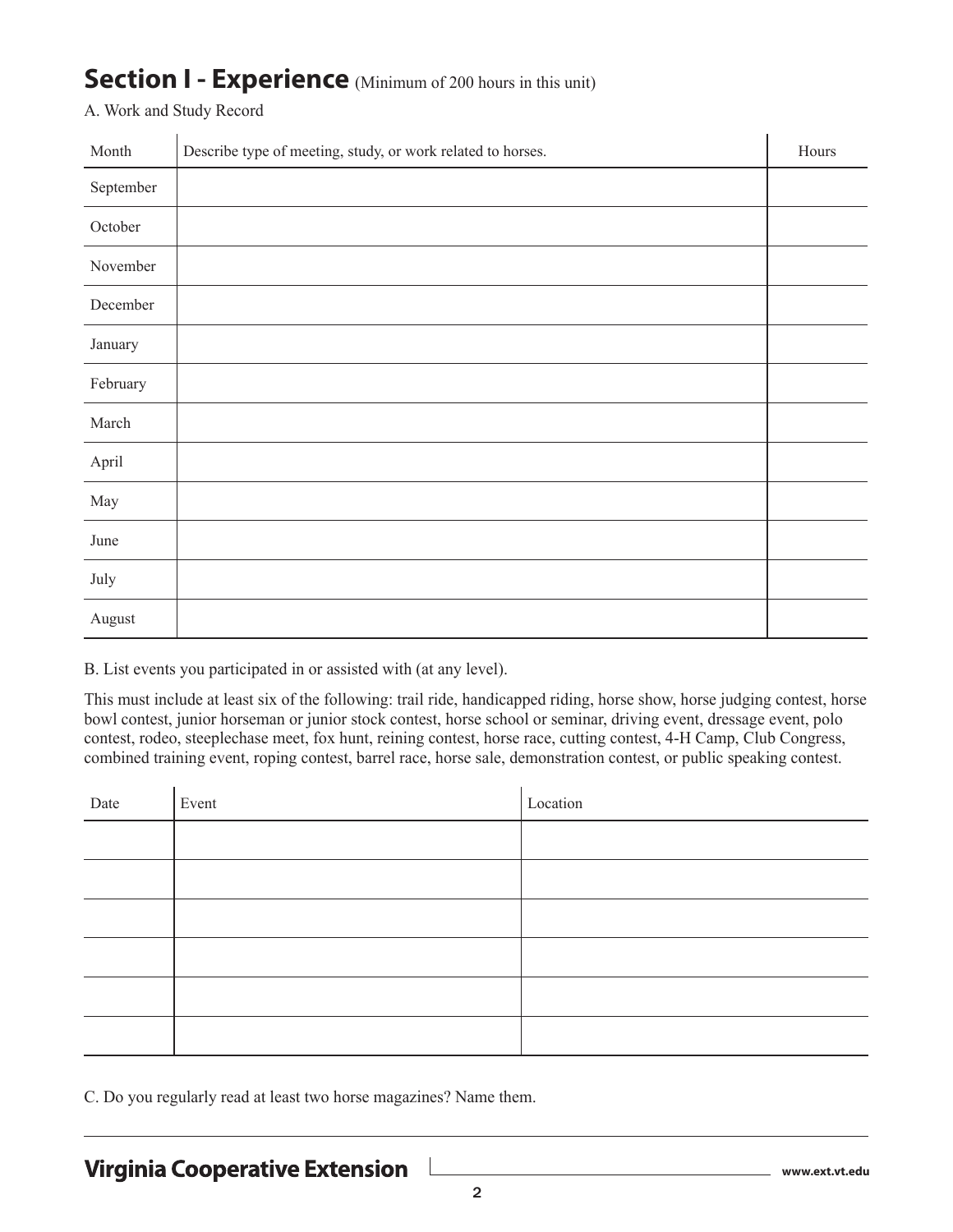## Section I - Experience (Minimum of 200 hours in this unit)

A. Work and Study Record

| Month | Describe type of meeting, study, or work related to horses. | Hours |
|---|---|---|
| September | | |
| October | | |
| November | | |
| December | | |
| January | | |
| February | | |
| March | | |
| April | | |
| May | | |
| June | | |
| July | | |
| August | | |

B. List events you participated in or assisted with (at any level).

This must include at least six of the following: trail ride, handicapped riding, horse show, horse judging contest, horse bowl contest, junior horseman or junior stock contest, horse school or seminar, driving event, dressage event, polo contest, rodeo, steeplechase meet, fox hunt, reining contest, horse race, cutting contest, 4-H Camp, Club Congress, combined training event, roping contest, barrel race, horse sale, demonstration contest, or public speaking contest.

| Date | Event | Location |
|---|---|---|
| | | |
| | | |
| | | |
| | | |
| | | |
| | | |

C. Do you regularly read at least two horse magazines? Name them.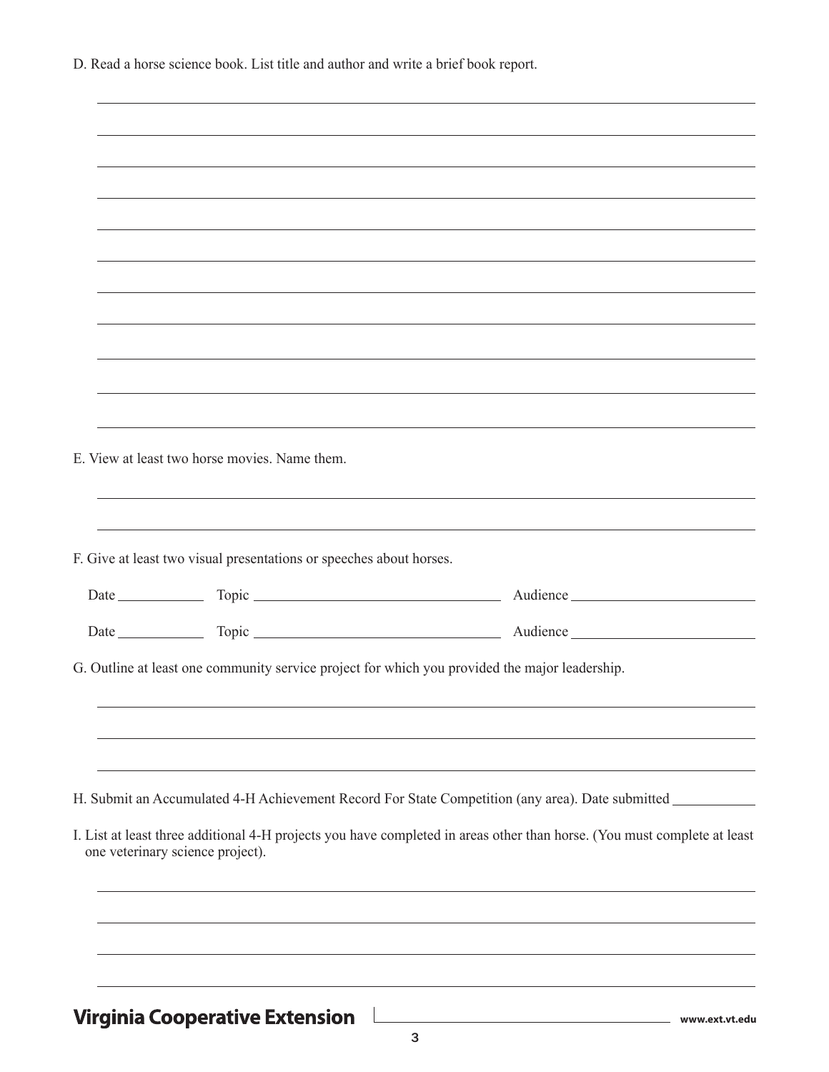D. Read a horse science book. List title and author and write a brief book report.

E. View at least two horse movies. Name them.

F. Give at least two visual presentations or speeches about horses.

Date ____________ Topic ________________________________ Audience ________________________

Date ____________ Topic ________________________________ Audience ________________________

G. Outline at least one community service project for which you provided the major leadership.

H. Submit an Accumulated 4-H Achievement Record For State Competition (any area). Date submitted ___________

I. List at least three additional 4-H projects you have completed in areas other than horse. (You must complete at least one veterinary science project).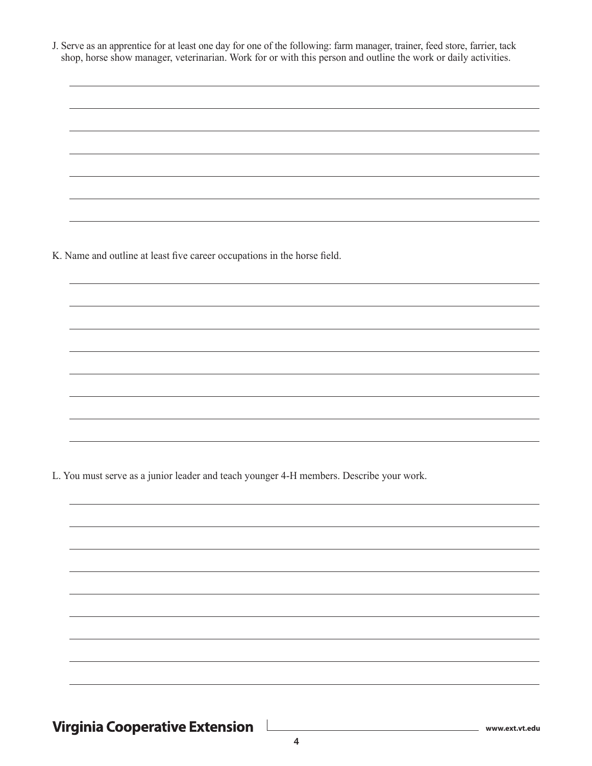J. Serve as an apprentice for at least one day for one of the following: farm manager, trainer, feed store, farrier, tack shop, horse show manager, veterinarian. Work for or with this person and outline the work or daily activities.

K. Name and outline at least five career occupations in the horse field.

L. You must serve as a junior leader and teach younger 4-H members. Describe your work.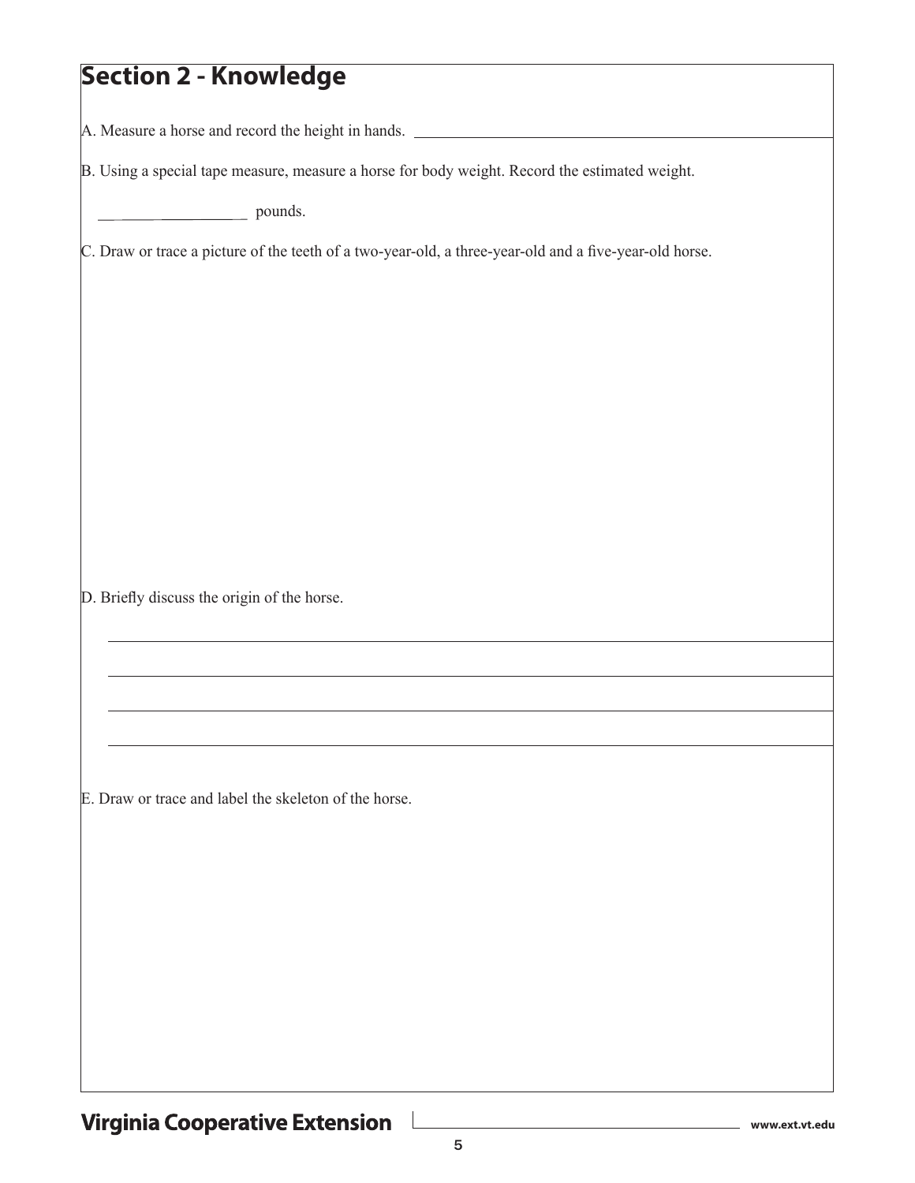## Section 2 - Knowledge

A. Measure a horse and record the height in hands. ______________________________

B. Using a special tape measure, measure a horse for body weight. Record the estimated weight.

____________________ pounds.

C. Draw or trace a picture of the teeth of a two-year-old, a three-year-old and a five-year-old horse.

D. Briefly discuss the origin of the horse.

______________________________________________________________________

______________________________________________________________________

______________________________________________________________________

______________________________________________________________________

E. Draw or trace and label the skeleton of the horse.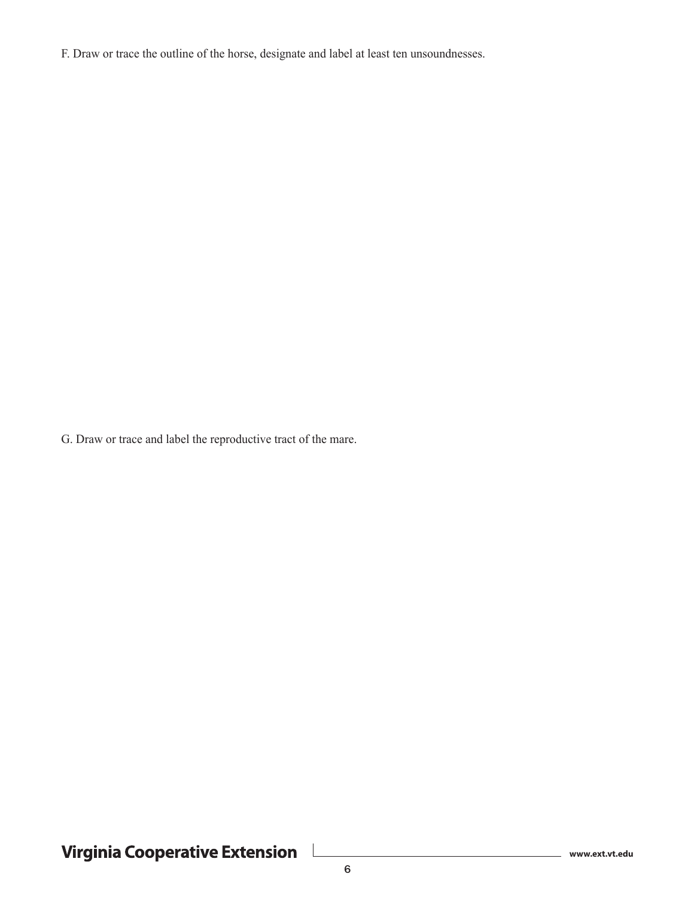F. Draw or trace the outline of the horse, designate and label at least ten unsoundnesses.

G. Draw or trace and label the reproductive tract of the mare.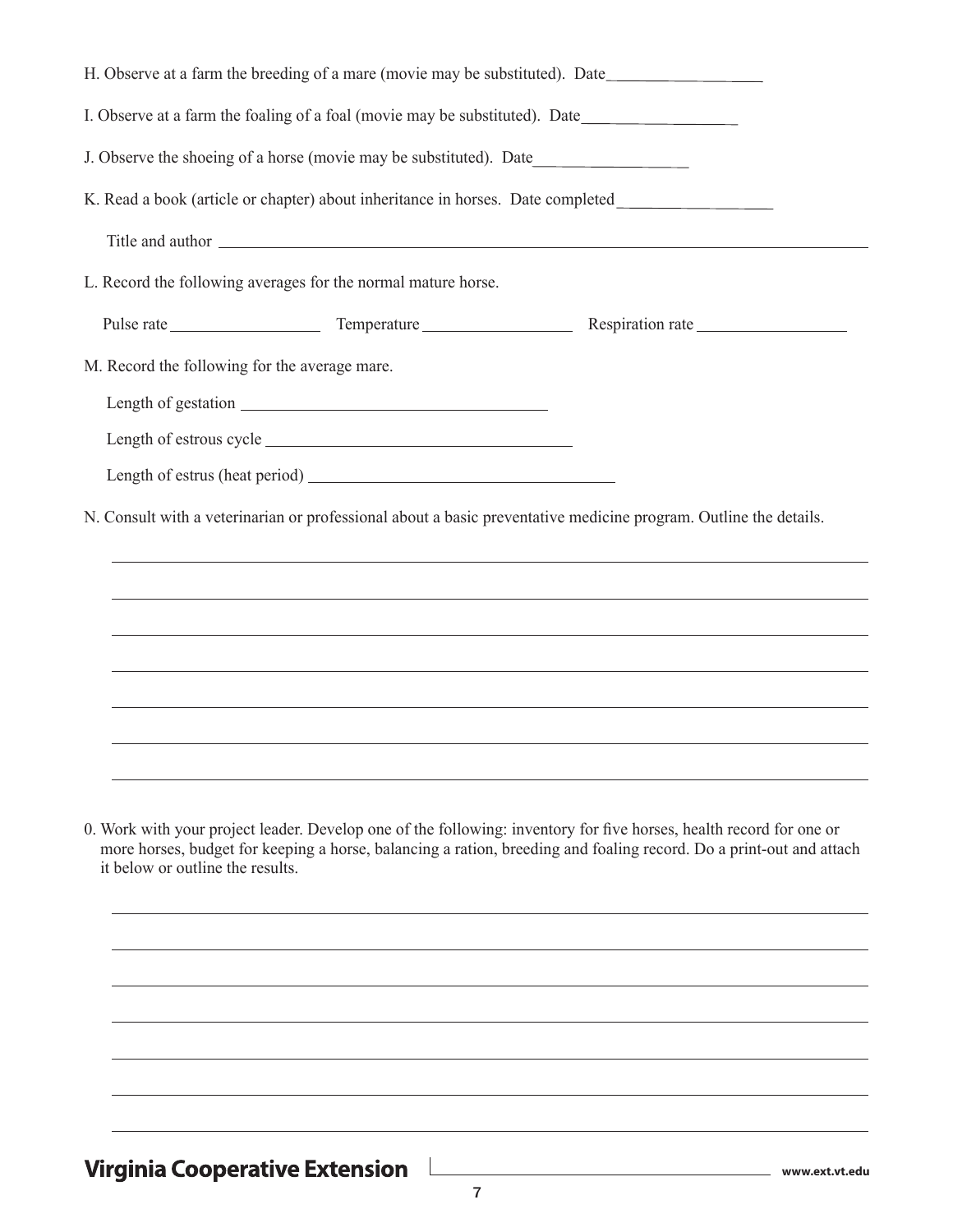H. Observe at a farm the breeding of a mare (movie may be substituted). Date___________________

I. Observe at a farm the foaling of a foal (movie may be substituted). Date___________________

J. Observe the shoeing of a horse (movie may be substituted). Date___________________

K. Read a book (article or chapter) about inheritance in horses. Date completed___________________

Title and author ________________________________________________________________________

L. Record the following averages for the normal mature horse.

Pulse rate __________________ Temperature __________________ Respiration rate __________________

M. Record the following for the average mare.

Length of gestation ____________________________________

Length of estrous cycle ____________________________________

Length of estrus (heat period) ____________________________________

N. Consult with a veterinarian or professional about a basic preventative medicine program. Outline the details.

________________________________________________________________________________________

________________________________________________________________________________________

________________________________________________________________________________________

________________________________________________________________________________________

________________________________________________________________________________________

________________________________________________________________________________________

________________________________________________________________________________________

0. Work with your project leader. Develop one of the following: inventory for five horses, health record for one or more horses, budget for keeping a horse, balancing a ration, breeding and foaling record. Do a print-out and attach it below or outline the results.

________________________________________________________________________________________

________________________________________________________________________________________

________________________________________________________________________________________

________________________________________________________________________________________

________________________________________________________________________________________

________________________________________________________________________________________

________________________________________________________________________________________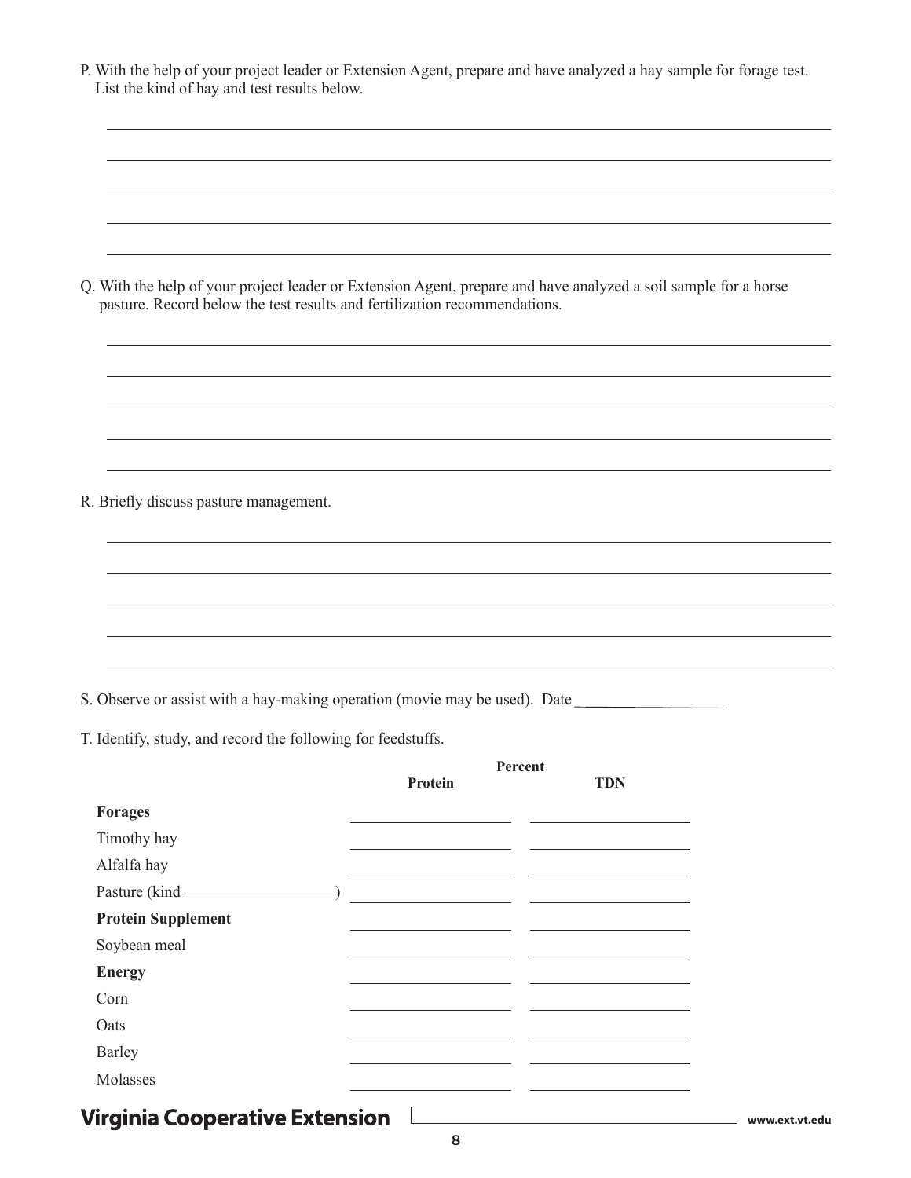P. With the help of your project leader or Extension Agent, prepare and have analyzed a hay sample for forage test. List the kind of hay and test results below.

Q. With the help of your project leader or Extension Agent, prepare and have analyzed a soil sample for a horse pasture. Record below the test results and fertilization recommendations.

R. Briefly discuss pasture management.

S. Observe or assist with a hay-making operation (movie may be used). Date \_\_\_\_\_\_\_\_\_\_\_\_\_\_\_\_

T. Identify, study, and record the following for feedstuffs.

| | Percent | |
|---|---|---|
| | **Protein** | **TDN** |
| **Forages** | | |
| Timothy hay | | |
| Alfalfa hay | | |
| Pasture (kind \_\_\_\_\_\_\_\_\_\_\_\_\_\_\_\_) | | |
| **Protein Supplement** | | |
| Soybean meal | | |
| **Energy** | | |
| Corn | | |
| Oats | | |
| Barley | | |
| Molasses | | |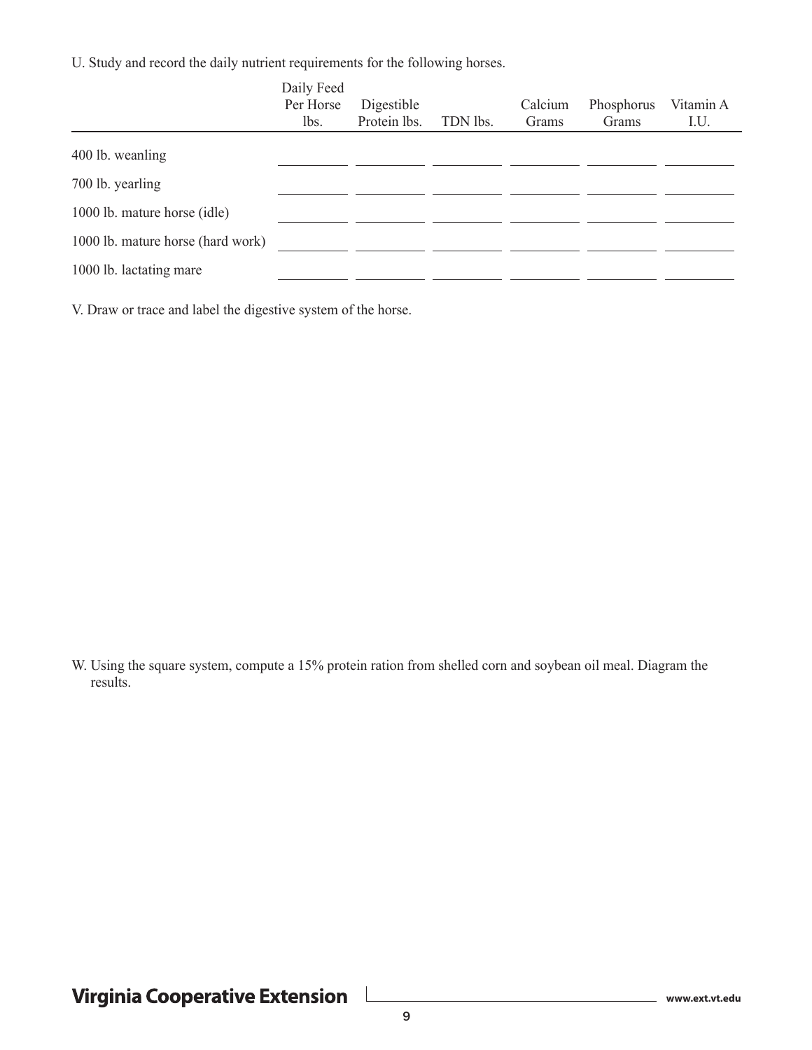U. Study and record the daily nutrient requirements for the following horses.

| | Daily Feed Per Horse lbs. | Digestible Protein lbs. | TDN lbs. | Calcium Grams | Phosphorus Grams | Vitamin A I.U. |
|---|---|---|---|---|---|---|
| 400 lb. weanling | | | | | | |
| 700 lb. yearling | | | | | | |
| 1000 lb. mature horse (idle) | | | | | | |
| 1000 lb. mature horse (hard work) | | | | | | |
| 1000 lb. lactating mare | | | | | | |

V. Draw or trace and label the digestive system of the horse.

W. Using the square system, compute a 15% protein ration from shelled corn and soybean oil meal. Diagram the results.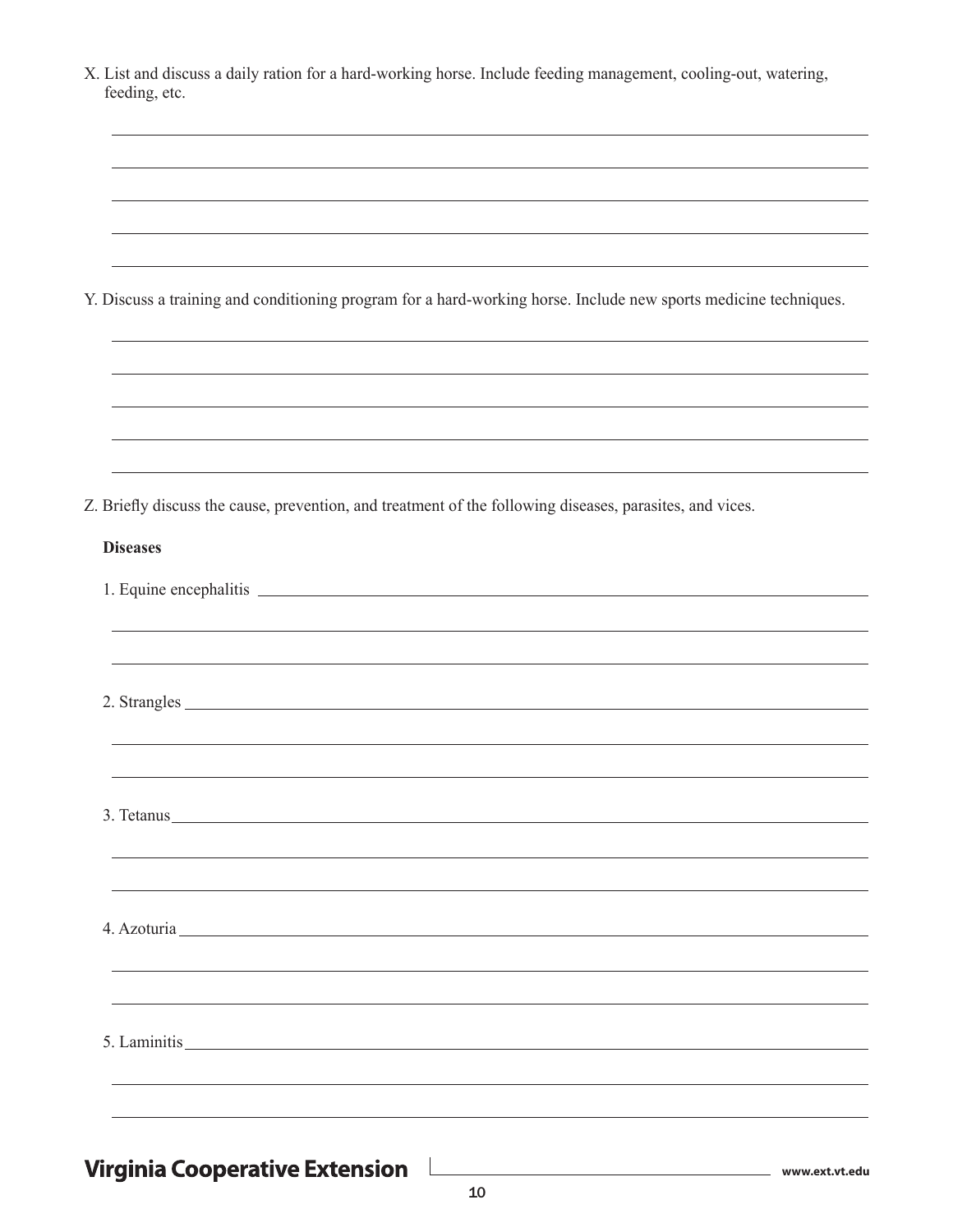X. List and discuss a daily ration for a hard-working horse. Include feeding management, cooling-out, watering, feeding, etc.

Y. Discuss a training and conditioning program for a hard-working horse. Include new sports medicine techniques.

Z. Briefly discuss the cause, prevention, and treatment of the following diseases, parasites, and vices.

**Diseases**

1. Equine encephalitis
2. Strangles
3. Tetanus
4. Azoturia
5. Laminitis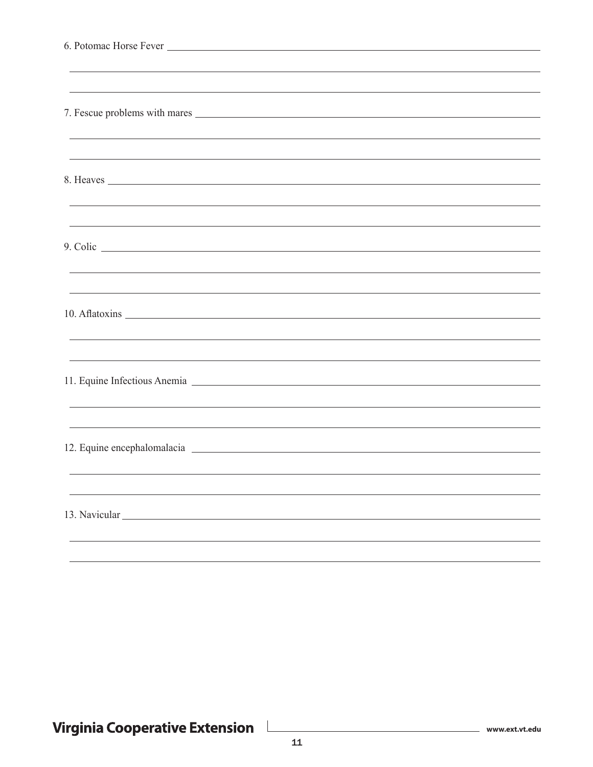6. Potomac Horse Fever

7. Fescue problems with mares

8. Heaves

9. Colic

10. Aflatoxins

11. Equine Infectious Anemia

12. Equine encephalomalacia

13. Navicular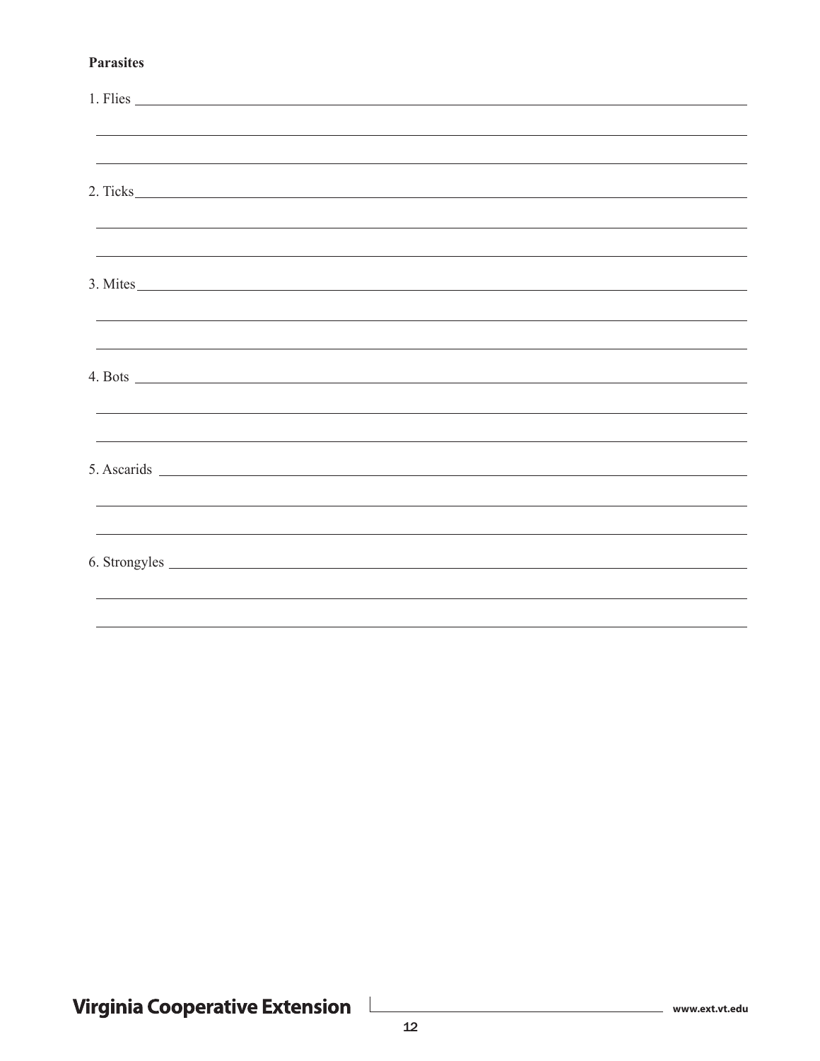**Parasites**

1. Flies

2. Ticks

3. Mites

4. Bots

5. Ascarids

6. Strongyles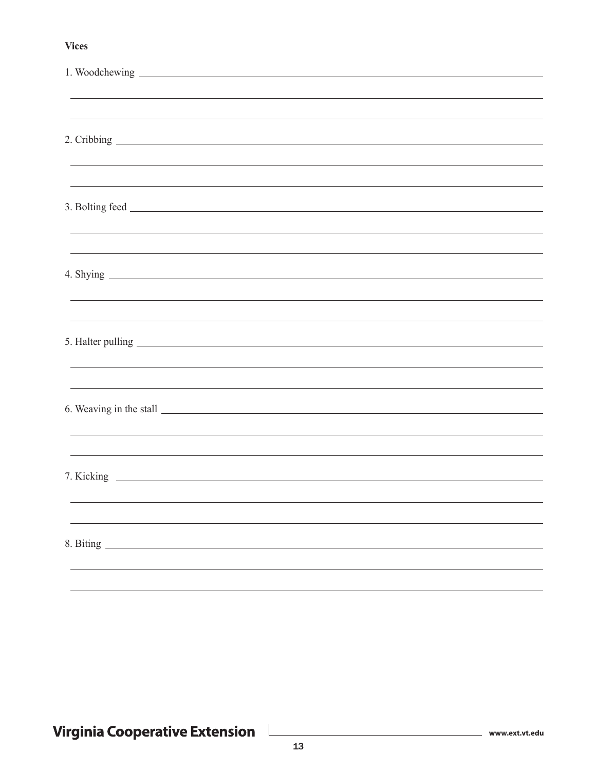**Vices**

1. Woodchewing \_\_\_\_\_\_\_\_\_\_\_\_\_\_\_\_\_\_\_\_\_\_\_\_\_\_\_\_\_\_\_\_\_\_\_\_\_\_\_\_\_\_\_\_\_\_\_\_\_\_\_\_\_\_\_\_\_\_\_\_\_\_\_\_\_\_\_\_\_\_\_\_

2. Cribbing \_\_\_\_\_\_\_\_\_\_\_\_\_\_\_\_\_\_\_\_\_\_\_\_\_\_\_\_\_\_\_\_\_\_\_\_\_\_\_\_\_\_\_\_\_\_\_\_\_\_\_\_\_\_\_\_\_\_\_\_\_\_\_\_\_\_\_\_\_\_\_\_

3. Bolting feed \_\_\_\_\_\_\_\_\_\_\_\_\_\_\_\_\_\_\_\_\_\_\_\_\_\_\_\_\_\_\_\_\_\_\_\_\_\_\_\_\_\_\_\_\_\_\_\_\_\_\_\_\_\_\_\_\_\_\_\_\_\_\_\_\_\_\_\_\_\_\_\_

4. Shying \_\_\_\_\_\_\_\_\_\_\_\_\_\_\_\_\_\_\_\_\_\_\_\_\_\_\_\_\_\_\_\_\_\_\_\_\_\_\_\_\_\_\_\_\_\_\_\_\_\_\_\_\_\_\_\_\_\_\_\_\_\_\_\_\_\_\_\_\_\_\_\_

5. Halter pulling \_\_\_\_\_\_\_\_\_\_\_\_\_\_\_\_\_\_\_\_\_\_\_\_\_\_\_\_\_\_\_\_\_\_\_\_\_\_\_\_\_\_\_\_\_\_\_\_\_\_\_\_\_\_\_\_\_\_\_\_\_\_\_\_\_\_\_\_\_\_\_\_

6. Weaving in the stall \_\_\_\_\_\_\_\_\_\_\_\_\_\_\_\_\_\_\_\_\_\_\_\_\_\_\_\_\_\_\_\_\_\_\_\_\_\_\_\_\_\_\_\_\_\_\_\_\_\_\_\_\_\_\_\_\_\_\_\_\_\_\_\_\_\_\_\_\_\_\_\_

7. Kicking \_\_\_\_\_\_\_\_\_\_\_\_\_\_\_\_\_\_\_\_\_\_\_\_\_\_\_\_\_\_\_\_\_\_\_\_\_\_\_\_\_\_\_\_\_\_\_\_\_\_\_\_\_\_\_\_\_\_\_\_\_\_\_\_\_\_\_\_\_\_\_\_

8. Biting \_\_\_\_\_\_\_\_\_\_\_\_\_\_\_\_\_\_\_\_\_\_\_\_\_\_\_\_\_\_\_\_\_\_\_\_\_\_\_\_\_\_\_\_\_\_\_\_\_\_\_\_\_\_\_\_\_\_\_\_\_\_\_\_\_\_\_\_\_\_\_\_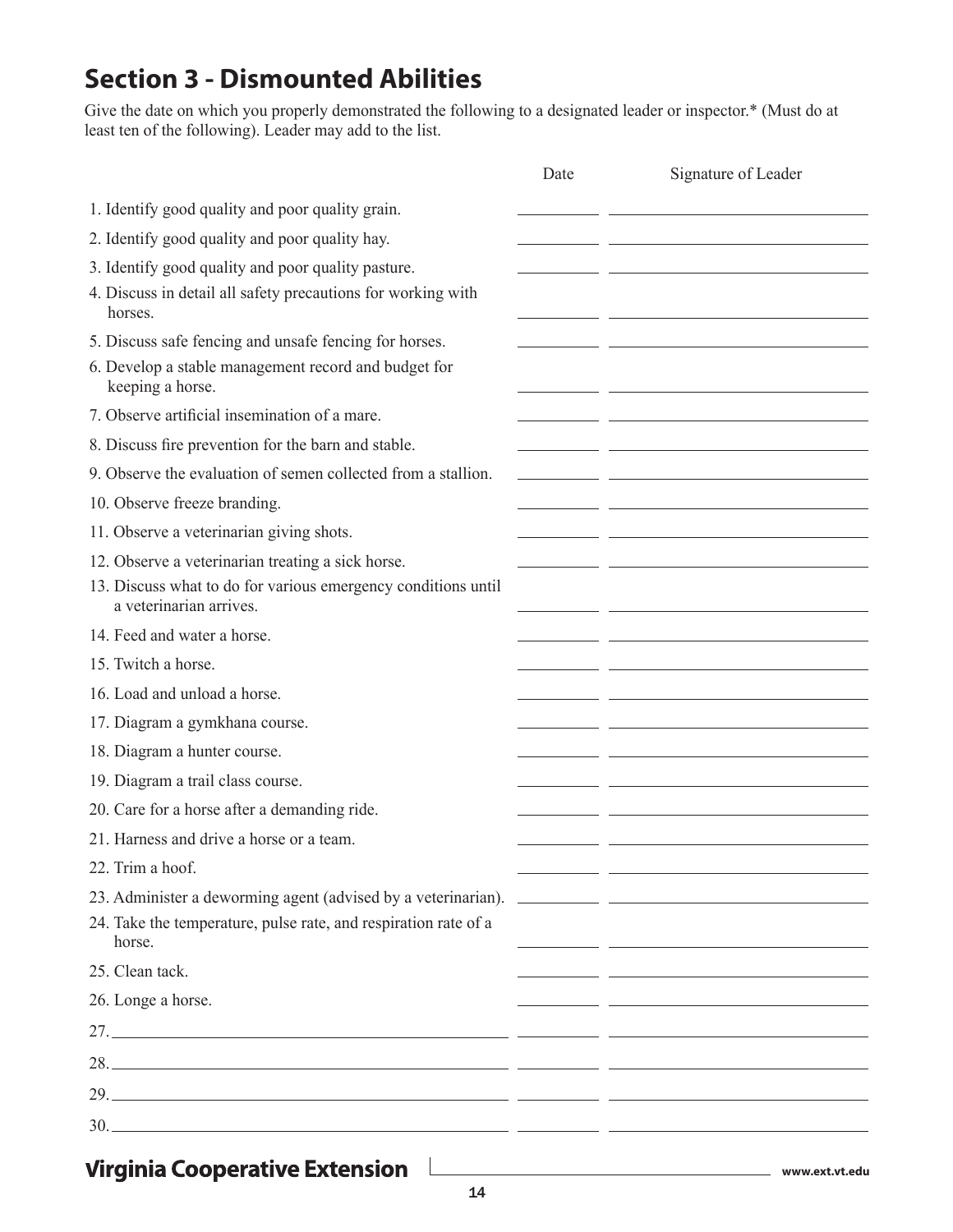## Section 3 - Dismounted Abilities

Give the date on which you properly demonstrated the following to a designated leader or inspector.* (Must do at least ten of the following). Leader may add to the list.

| | Date | Signature of Leader |
|---|---|---|
| 1. Identify good quality and poor quality grain. | | |
| 2. Identify good quality and poor quality hay. | | |
| 3. Identify good quality and poor quality pasture. | | |
| 4. Discuss in detail all safety precautions for working with horses. | | |
| 5. Discuss safe fencing and unsafe fencing for horses. | | |
| 6. Develop a stable management record and budget for keeping a horse. | | |
| 7. Observe artificial insemination of a mare. | | |
| 8. Discuss fire prevention for the barn and stable. | | |
| 9. Observe the evaluation of semen collected from a stallion. | | |
| 10. Observe freeze branding. | | |
| 11. Observe a veterinarian giving shots. | | |
| 12. Observe a veterinarian treating a sick horse. | | |
| 13. Discuss what to do for various emergency conditions until a veterinarian arrives. | | |
| 14. Feed and water a horse. | | |
| 15. Twitch a horse. | | |
| 16. Load and unload a horse. | | |
| 17. Diagram a gymkhana course. | | |
| 18. Diagram a hunter course. | | |
| 19. Diagram a trail class course. | | |
| 20. Care for a horse after a demanding ride. | | |
| 21. Harness and drive a horse or a team. | | |
| 22. Trim a hoof. | | |
| 23. Administer a deworming agent (advised by a veterinarian). | | |
| 24. Take the temperature, pulse rate, and respiration rate of a horse. | | |
| 25. Clean tack. | | |
| 26. Longe a horse. | | |
| 27. | | |
| 28. | | |
| 29. | | |
| 30. | | |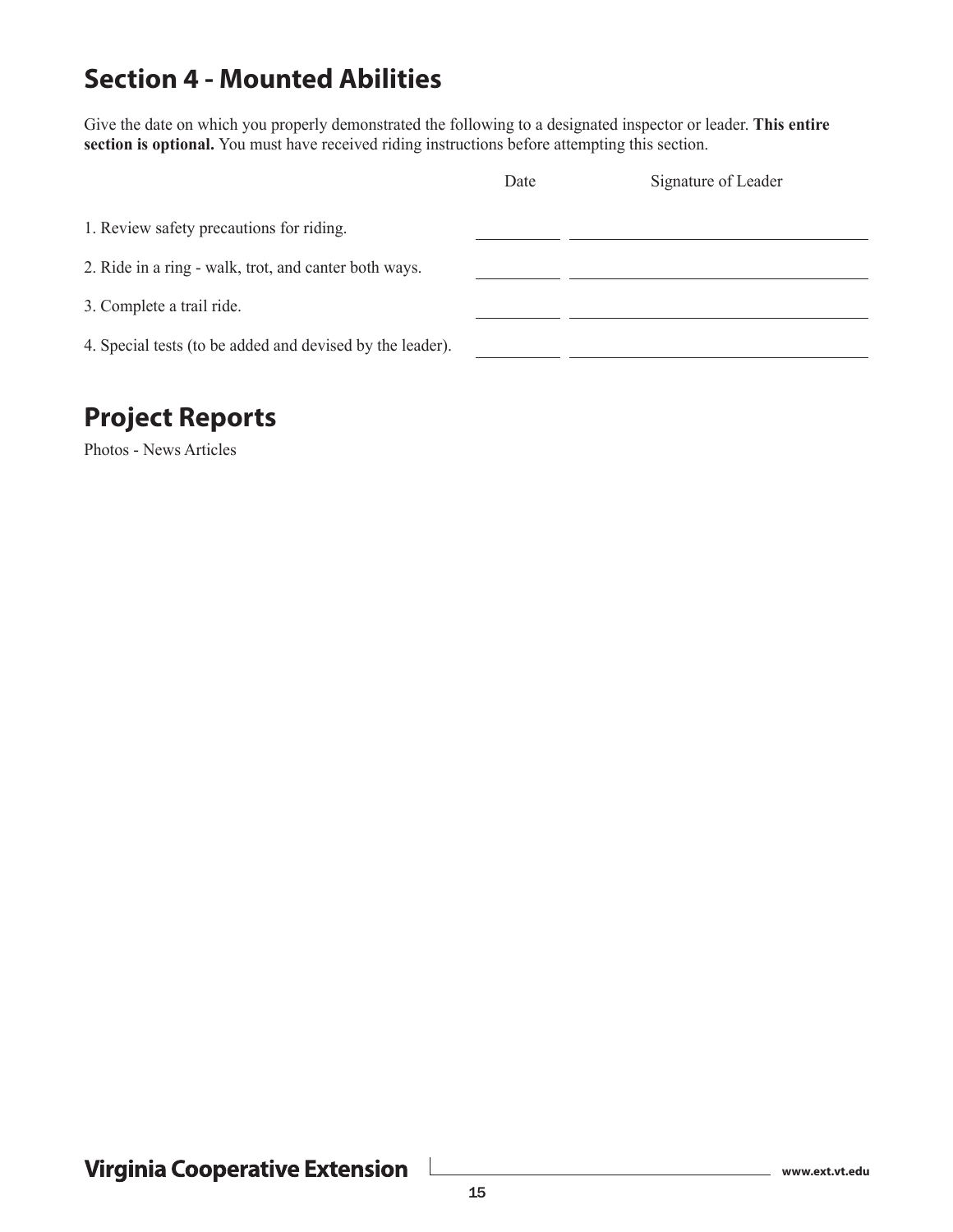## Section 4 - Mounted Abilities

Give the date on which you properly demonstrated the following to a designated inspector or leader. **This entire section is optional.** You must have received riding instructions before attempting this section.

| | Date | Signature of Leader |
|---|---|---|
| 1. Review safety precautions for riding. | | |
| 2. Ride in a ring - walk, trot, and canter both ways. | | |
| 3. Complete a trail ride. | | |
| 4. Special tests (to be added and devised by the leader). | | |

## Project Reports

Photos - News Articles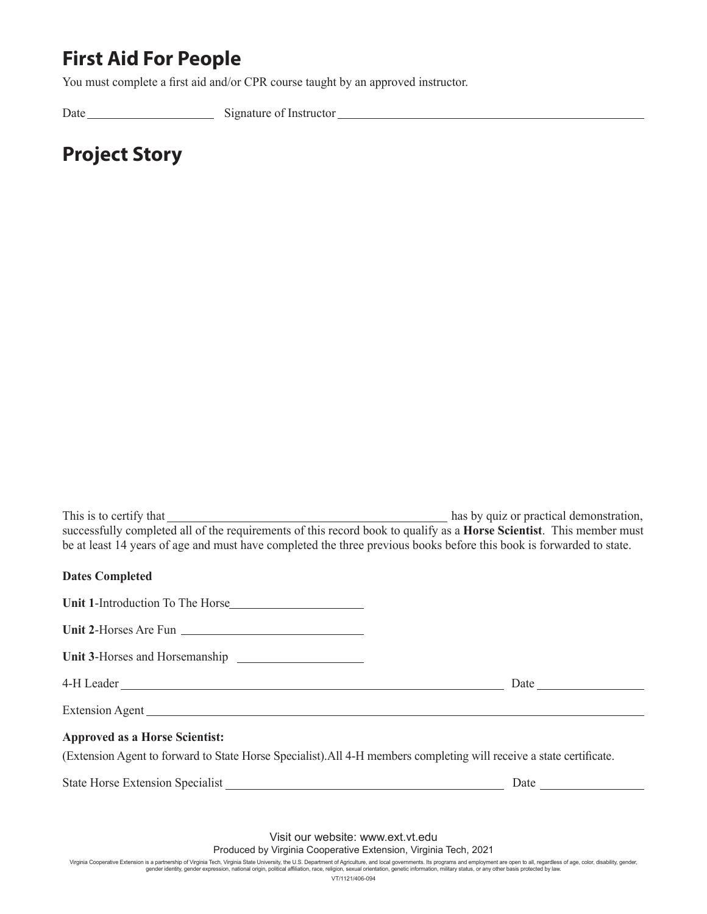## First Aid For People

You must complete a first aid and/or CPR course taught by an approved instructor.

Date ____________________ Signature of Instructor ______________________________________________

## Project Story

This is to certify that ____________________________________________ has by quiz or practical demonstration, successfully completed all of the requirements of this record book to qualify as a **Horse Scientist**. This member must be at least 14 years of age and must have completed the three previous books before this book is forwarded to state.

**Dates Completed**

**Unit 1**-Introduction To The Horse____________________

**Unit 2**-Horses Are Fun ____________________________

**Unit 3**-Horses and Horsemanship ____________________

4-H Leader ____________________________________________________________ Date ________________

Extension Agent ________________________________________________________________________________

**Approved as a Horse Scientist:**

(Extension Agent to forward to State Horse Specialist).All 4-H members completing will receive a state certificate.

State Horse Extension Specialist ____________________________________________ Date ________________

Visit our website: www.ext.vt.edu

Produced by Virginia Cooperative Extension, Virginia Tech, 2021

Virginia Cooperative Extension is a partnership of Virginia Tech, Virginia State University, the U.S. Department of Agriculture, and local governments. Its programs and employment are open to all, regardless of age, color, disability, gender, gender identity, gender expression, national origin, political affiliation, race, religion, sexual orientation, genetic information, military status, or any other basis protected by law.

VT/1121/406-094